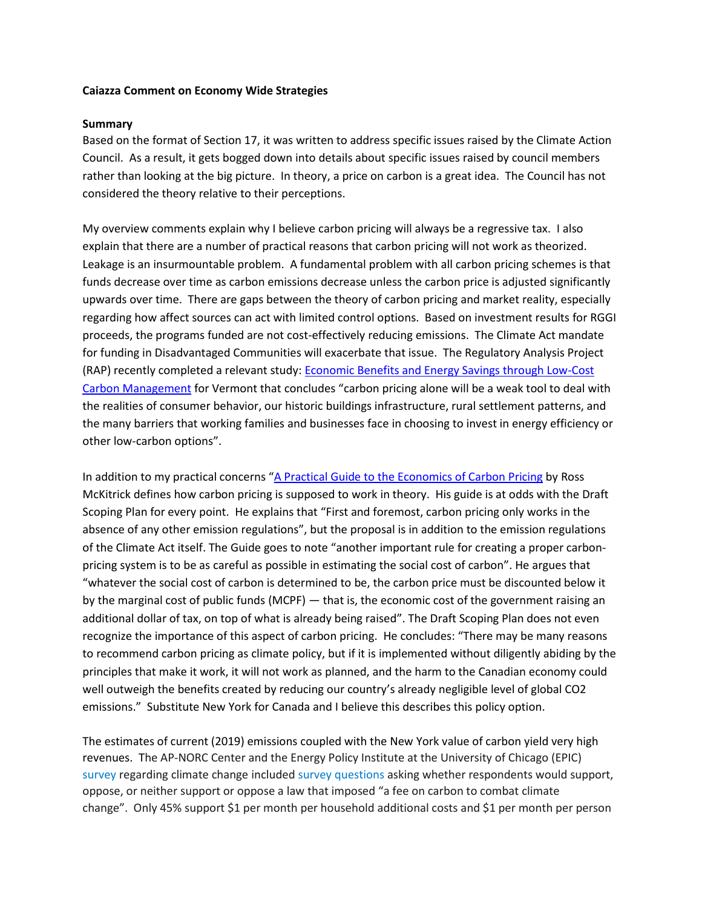**Caiazza Comment on Economy Wide Strategies**

**Summary**

Based on the format of Section 17, it was written to address specific issues raised by the Climate Action Council. As a result, it gets bogged down into details about specific issues raised by council members rather than looking at the big picture. In theory, a price on carbon is a great idea. The Council has not considered the theory relative to their perceptions.

My overview comments explain why I believe carbon pricing will always be a regressive tax. I also explain that there are a number of practical reasons that carbon pricing will not work as theorized. Leakage is an insurmountable problem. A fundamental problem with all carbon pricing schemes is that funds decrease over time as carbon emissions decrease unless the carbon price is adjusted significantly upwards over time. There are gaps between the theory of carbon pricing and market reality, especially regarding how affect sources can act with limited control options. Based on investment results for RGGI proceeds, the programs funded are not cost-effectively reducing emissions. The Climate Act mandate for funding in Disadvantaged Communities will exacerbate that issue. The Regulatory Analysis Project (RAP) recently completed a relevant study: Economic Benefits and Energy Savings through Low-Cost Carbon Management for Vermont that concludes "carbon pricing alone will be a weak tool to deal with the realities of consumer behavior, our historic buildings infrastructure, rural settlement patterns, and the many barriers that working families and businesses face in choosing to invest in energy efficiency or other low-carbon options".

In addition to my practical concerns "A Practical Guide to the Economics of Carbon Pricing by Ross McKitrick defines how carbon pricing is supposed to work in theory. His guide is at odds with the Draft Scoping Plan for every point. He explains that "First and foremost, carbon pricing only works in the absence of any other emission regulations", but the proposal is in addition to the emission regulations of the Climate Act itself. The Guide goes to note "another important rule for creating a proper carbon-pricing system is to be as careful as possible in estimating the social cost of carbon". He argues that "whatever the social cost of carbon is determined to be, the carbon price must be discounted below it by the marginal cost of public funds (MCPF) — that is, the economic cost of the government raising an additional dollar of tax, on top of what is already being raised". The Draft Scoping Plan does not even recognize the importance of this aspect of carbon pricing. He concludes: "There may be many reasons to recommend carbon pricing as climate policy, but if it is implemented without diligently abiding by the principles that make it work, it will not work as planned, and the harm to the Canadian economy could well outweigh the benefits created by reducing our country's already negligible level of global CO2 emissions." Substitute New York for Canada and I believe this describes this policy option.

The estimates of current (2019) emissions coupled with the New York value of carbon yield very high revenues. The AP-NORC Center and the Energy Policy Institute at the University of Chicago (EPIC) survey regarding climate change included survey questions asking whether respondents would support, oppose, or neither support or oppose a law that imposed "a fee on carbon to combat climate change". Only 45% support $1 per month per household additional costs and $1 per month per person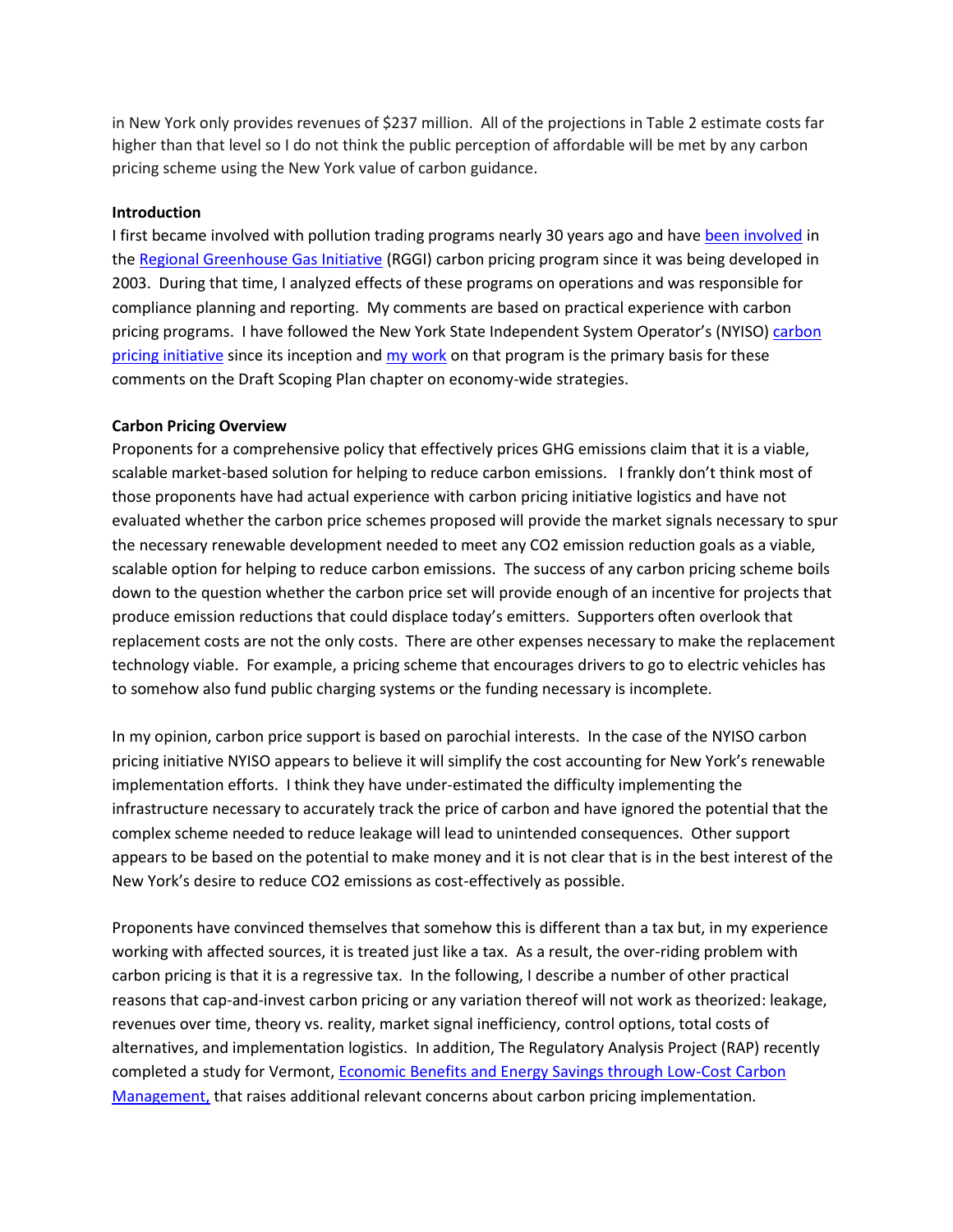in New York only provides revenues of $237 million. All of the projections in Table 2 estimate costs far higher than that level so I do not think the public perception of affordable will be met by any carbon pricing scheme using the New York value of carbon guidance.

**Introduction**

I first became involved with pollution trading programs nearly 30 years ago and have been involved in the Regional Greenhouse Gas Initiative (RGGI) carbon pricing program since it was being developed in 2003. During that time, I analyzed effects of these programs on operations and was responsible for compliance planning and reporting. My comments are based on practical experience with carbon pricing programs. I have followed the New York State Independent System Operator's (NYISO) carbon pricing initiative since its inception and my work on that program is the primary basis for these comments on the Draft Scoping Plan chapter on economy-wide strategies.

**Carbon Pricing Overview**

Proponents for a comprehensive policy that effectively prices GHG emissions claim that it is a viable, scalable market-based solution for helping to reduce carbon emissions. I frankly don't think most of those proponents have had actual experience with carbon pricing initiative logistics and have not evaluated whether the carbon price schemes proposed will provide the market signals necessary to spur the necessary renewable development needed to meet any $CO_2$ emission reduction goals as a viable, scalable option for helping to reduce carbon emissions. The success of any carbon pricing scheme boils down to the question whether the carbon price set will provide enough of an incentive for projects that produce emission reductions that could displace today's emitters. Supporters often overlook that replacement costs are not the only costs. There are other expenses necessary to make the replacement technology viable. For example, a pricing scheme that encourages drivers to go to electric vehicles has to somehow also fund public charging systems or the funding necessary is incomplete.

In my opinion, carbon price support is based on parochial interests. In the case of the NYISO carbon pricing initiative NYISO appears to believe it will simplify the cost accounting for New York's renewable implementation efforts. I think they have under-estimated the difficulty implementing the infrastructure necessary to accurately track the price of carbon and have ignored the potential that the complex scheme needed to reduce leakage will lead to unintended consequences. Other support appears to be based on the potential to make money and it is not clear that is in the best interest of the New York's desire to reduce $CO_2$ emissions as cost-effectively as possible.

Proponents have convinced themselves that somehow this is different than a tax but, in my experience working with affected sources, it is treated just like a tax. As a result, the over-riding problem with carbon pricing is that it is a regressive tax. In the following, I describe a number of other practical reasons that cap-and-invest carbon pricing or any variation thereof will not work as theorized: leakage, revenues over time, theory vs. reality, market signal inefficiency, control options, total costs of alternatives, and implementation logistics. In addition, The Regulatory Analysis Project (RAP) recently completed a study for Vermont, Economic Benefits and Energy Savings through Low-Cost Carbon Management, that raises additional relevant concerns about carbon pricing implementation.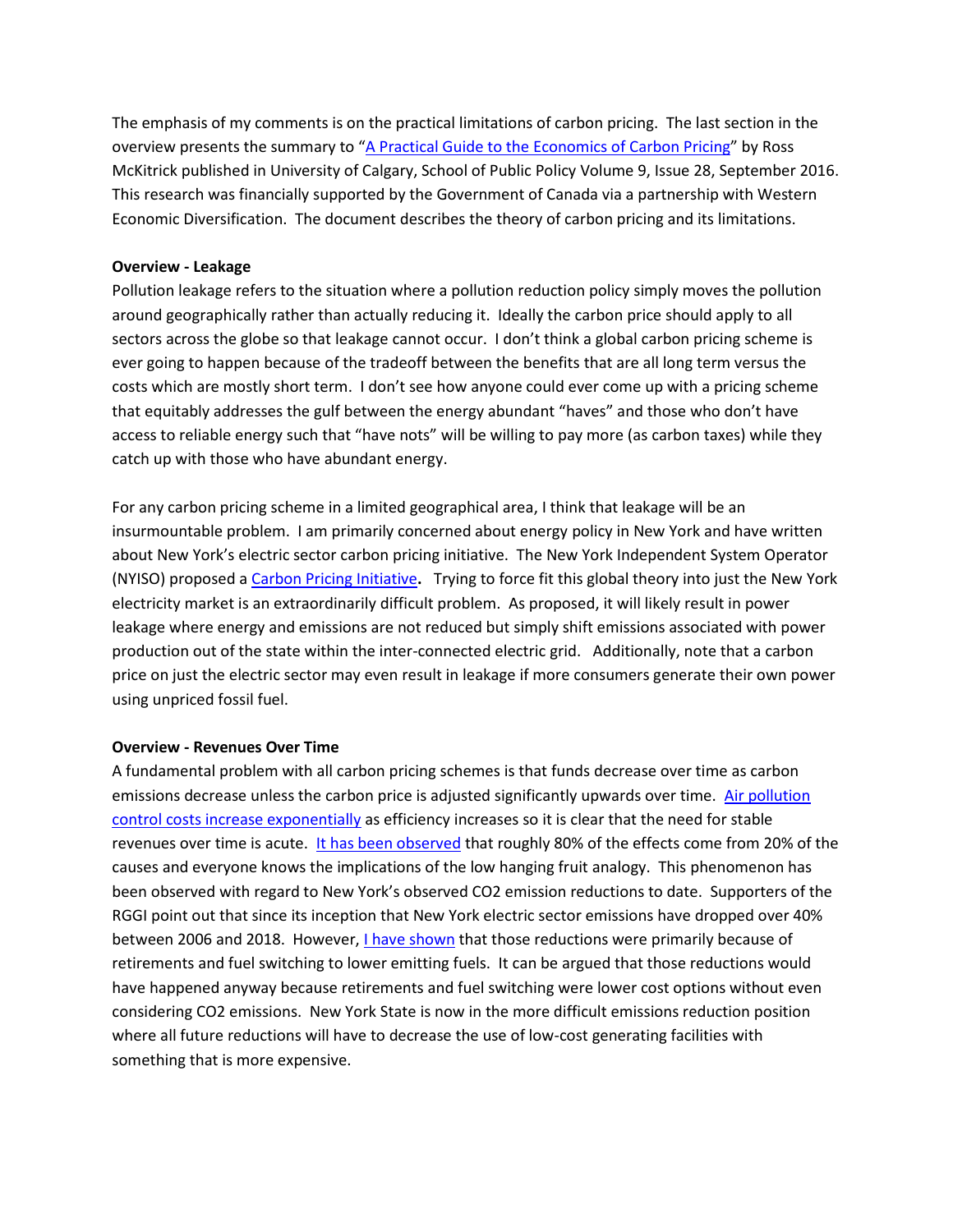The emphasis of my comments is on the practical limitations of carbon pricing. The last section in the overview presents the summary to "[A Practical Guide to the Economics of Carbon Pricing]" by Ross McKitrick published in University of Calgary, School of Public Policy Volume 9, Issue 28, September 2016. This research was financially supported by the Government of Canada via a partnership with Western Economic Diversification. The document describes the theory of carbon pricing and its limitations.

**Overview - Leakage**

Pollution leakage refers to the situation where a pollution reduction policy simply moves the pollution around geographically rather than actually reducing it. Ideally the carbon price should apply to all sectors across the globe so that leakage cannot occur. I don't think a global carbon pricing scheme is ever going to happen because of the tradeoff between the benefits that are all long term versus the costs which are mostly short term. I don't see how anyone could ever come up with a pricing scheme that equitably addresses the gulf between the energy abundant "haves" and those who don't have access to reliable energy such that "have nots" will be willing to pay more (as carbon taxes) while they catch up with those who have abundant energy.

For any carbon pricing scheme in a limited geographical area, I think that leakage will be an insurmountable problem. I am primarily concerned about energy policy in New York and have written about New York's electric sector carbon pricing initiative. The New York Independent System Operator (NYISO) proposed a [Carbon Pricing Initiative]**.** Trying to force fit this global theory into just the New York electricity market is an extraordinarily difficult problem. As proposed, it will likely result in power leakage where energy and emissions are not reduced but simply shift emissions associated with power production out of the state within the inter-connected electric grid. Additionally, note that a carbon price on just the electric sector may even result in leakage if more consumers generate their own power using unpriced fossil fuel.

**Overview - Revenues Over Time**

A fundamental problem with all carbon pricing schemes is that funds decrease over time as carbon emissions decrease unless the carbon price is adjusted significantly upwards over time. [Air pollution control costs increase exponentially] as efficiency increases so it is clear that the need for stable revenues over time is acute. [It has been observed] that roughly 80% of the effects come from 20% of the causes and everyone knows the implications of the low hanging fruit analogy. This phenomenon has been observed with regard to New York's observed $CO_2$ emission reductions to date. Supporters of the RGGI point out that since its inception that New York electric sector emissions have dropped over 40% between 2006 and 2018. However, [I have shown] that those reductions were primarily because of retirements and fuel switching to lower emitting fuels. It can be argued that those reductions would have happened anyway because retirements and fuel switching were lower cost options without even considering $CO_2$ emissions. New York State is now in the more difficult emissions reduction position where all future reductions will have to decrease the use of low-cost generating facilities with something that is more expensive.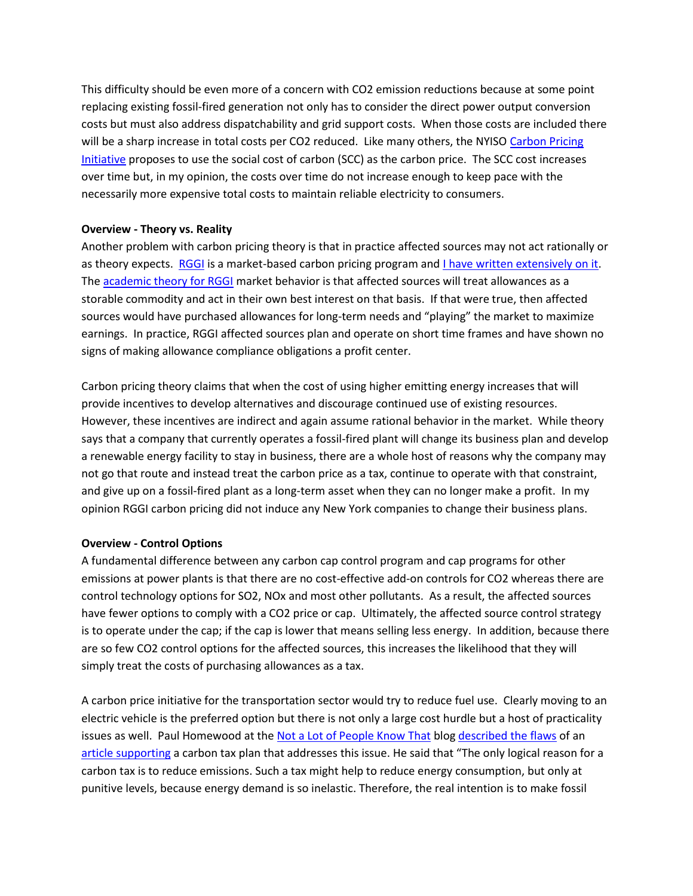This difficulty should be even more of a concern with $CO_2$ emission reductions because at some point replacing existing fossil-fired generation not only has to consider the direct power output conversion costs but must also address dispatchability and grid support costs. When those costs are included there will be a sharp increase in total costs per $CO_2$ reduced. Like many others, the NYISO Carbon Pricing Initiative proposes to use the social cost of carbon (SCC) as the carbon price. The SCC cost increases over time but, in my opinion, the costs over time do not increase enough to keep pace with the necessarily more expensive total costs to maintain reliable electricity to consumers.

**Overview - Theory vs. Reality**

Another problem with carbon pricing theory is that in practice affected sources may not act rationally or as theory expects. RGGI is a market-based carbon pricing program and I have written extensively on it. The academic theory for RGGI market behavior is that affected sources will treat allowances as a storable commodity and act in their own best interest on that basis. If that were true, then affected sources would have purchased allowances for long-term needs and "playing" the market to maximize earnings. In practice, RGGI affected sources plan and operate on short time frames and have shown no signs of making allowance compliance obligations a profit center.

Carbon pricing theory claims that when the cost of using higher emitting energy increases that will provide incentives to develop alternatives and discourage continued use of existing resources. However, these incentives are indirect and again assume rational behavior in the market. While theory says that a company that currently operates a fossil-fired plant will change its business plan and develop a renewable energy facility to stay in business, there are a whole host of reasons why the company may not go that route and instead treat the carbon price as a tax, continue to operate with that constraint, and give up on a fossil-fired plant as a long-term asset when they can no longer make a profit. In my opinion RGGI carbon pricing did not induce any New York companies to change their business plans.

**Overview - Control Options**

A fundamental difference between any carbon cap control program and cap programs for other emissions at power plants is that there are no cost-effective add-on controls for $CO_2$ whereas there are control technology options for $SO_2$, $NO_x$ and most other pollutants. As a result, the affected sources have fewer options to comply with a $CO_2$ price or cap. Ultimately, the affected source control strategy is to operate under the cap; if the cap is lower that means selling less energy. In addition, because there are so few $CO_2$ control options for the affected sources, this increases the likelihood that they will simply treat the costs of purchasing allowances as a tax.

A carbon price initiative for the transportation sector would try to reduce fuel use. Clearly moving to an electric vehicle is the preferred option but there is not only a large cost hurdle but a host of practicality issues as well. Paul Homewood at the Not a Lot of People Know That blog described the flaws of an article supporting a carbon tax plan that addresses this issue. He said that "The only logical reason for a carbon tax is to reduce emissions. Such a tax might help to reduce energy consumption, but only at punitive levels, because energy demand is so inelastic. Therefore, the real intention is to make fossil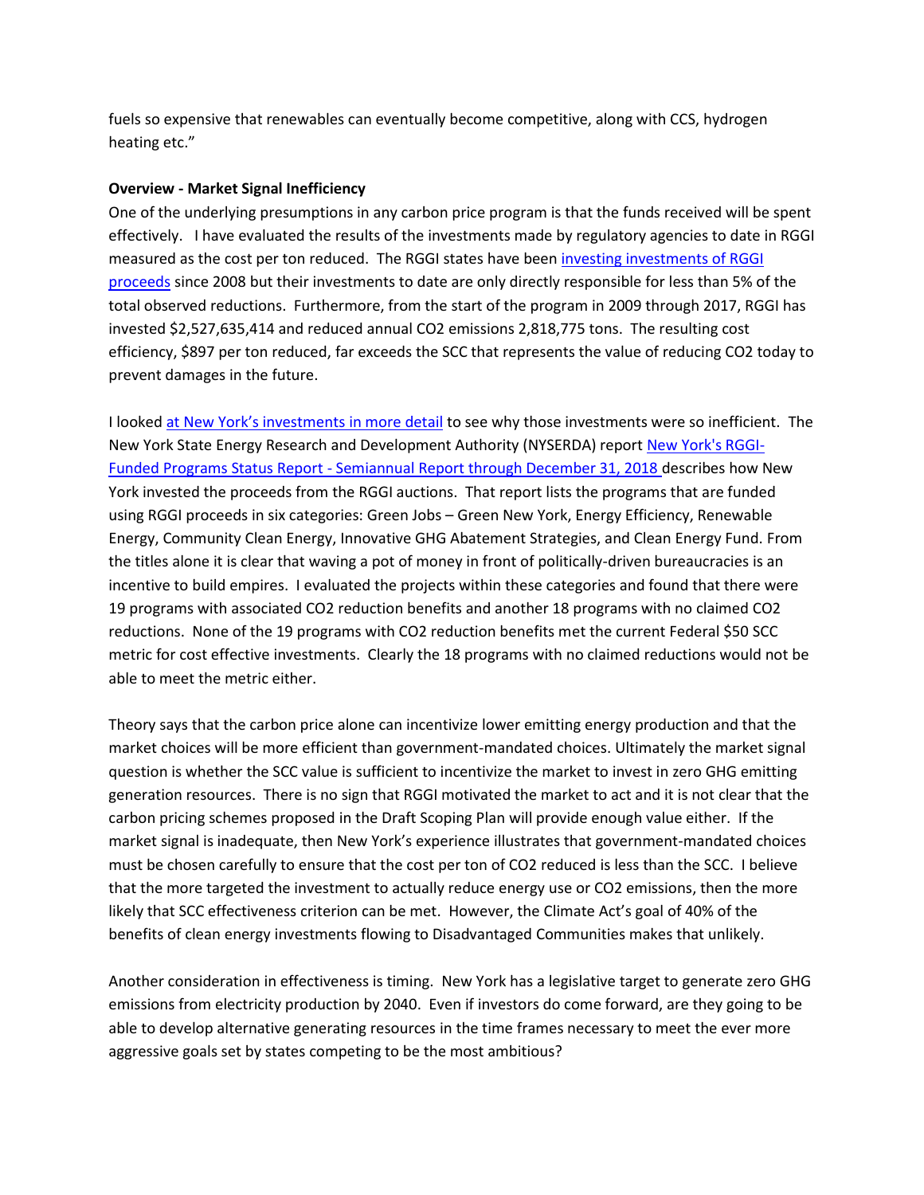fuels so expensive that renewables can eventually become competitive, along with CCS, hydrogen heating etc."

**Overview - Market Signal Inefficiency**

One of the underlying presumptions in any carbon price program is that the funds received will be spent effectively. I have evaluated the results of the investments made by regulatory agencies to date in RGGI measured as the cost per ton reduced. The RGGI states have been investing investments of RGGI proceeds since 2008 but their investments to date are only directly responsible for less than 5% of the total observed reductions. Furthermore, from the start of the program in 2009 through 2017, RGGI has invested $2,527,635,414 and reduced annual $CO_2$ emissions 2,818,775 tons. The resulting cost efficiency, $897 per ton reduced, far exceeds the SCC that represents the value of reducing $CO_2$ today to prevent damages in the future.

I looked at New York's investments in more detail to see why those investments were so inefficient. The New York State Energy Research and Development Authority (NYSERDA) report New York's RGGI-Funded Programs Status Report - Semiannual Report through December 31, 2018 describes how New York invested the proceeds from the RGGI auctions. That report lists the programs that are funded using RGGI proceeds in six categories: Green Jobs – Green New York, Energy Efficiency, Renewable Energy, Community Clean Energy, Innovative GHG Abatement Strategies, and Clean Energy Fund. From the titles alone it is clear that waving a pot of money in front of politically-driven bureaucracies is an incentive to build empires. I evaluated the projects within these categories and found that there were 19 programs with associated $CO_2$ reduction benefits and another 18 programs with no claimed $CO_2$ reductions. None of the 19 programs with $CO_2$ reduction benefits met the current Federal $50 SCC metric for cost effective investments. Clearly the 18 programs with no claimed reductions would not be able to meet the metric either.

Theory says that the carbon price alone can incentivize lower emitting energy production and that the market choices will be more efficient than government-mandated choices. Ultimately the market signal question is whether the SCC value is sufficient to incentivize the market to invest in zero GHG emitting generation resources. There is no sign that RGGI motivated the market to act and it is not clear that the carbon pricing schemes proposed in the Draft Scoping Plan will provide enough value either. If the market signal is inadequate, then New York's experience illustrates that government-mandated choices must be chosen carefully to ensure that the cost per ton of $CO_2$ reduced is less than the SCC. I believe that the more targeted the investment to actually reduce energy use or $CO_2$ emissions, then the more likely that SCC effectiveness criterion can be met. However, the Climate Act's goal of 40% of the benefits of clean energy investments flowing to Disadvantaged Communities makes that unlikely.

Another consideration in effectiveness is timing. New York has a legislative target to generate zero GHG emissions from electricity production by 2040. Even if investors do come forward, are they going to be able to develop alternative generating resources in the time frames necessary to meet the ever more aggressive goals set by states competing to be the most ambitious?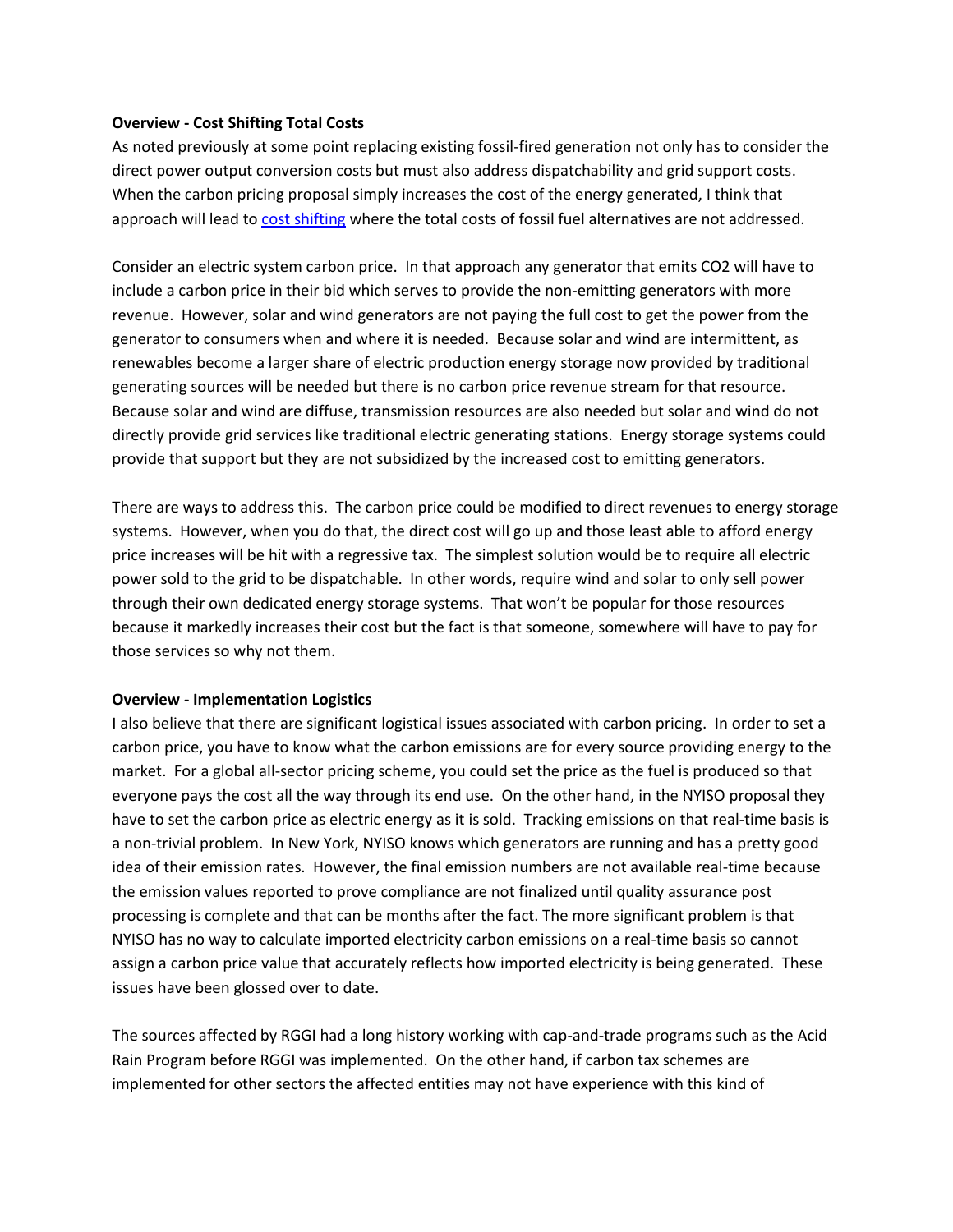**Overview - Cost Shifting Total Costs**

As noted previously at some point replacing existing fossil-fired generation not only has to consider the direct power output conversion costs but must also address dispatchability and grid support costs. When the carbon pricing proposal simply increases the cost of the energy generated, I think that approach will lead to cost shifting where the total costs of fossil fuel alternatives are not addressed.

Consider an electric system carbon price. In that approach any generator that emits CO2 will have to include a carbon price in their bid which serves to provide the non-emitting generators with more revenue. However, solar and wind generators are not paying the full cost to get the power from the generator to consumers when and where it is needed. Because solar and wind are intermittent, as renewables become a larger share of electric production energy storage now provided by traditional generating sources will be needed but there is no carbon price revenue stream for that resource. Because solar and wind are diffuse, transmission resources are also needed but solar and wind do not directly provide grid services like traditional electric generating stations. Energy storage systems could provide that support but they are not subsidized by the increased cost to emitting generators.

There are ways to address this. The carbon price could be modified to direct revenues to energy storage systems. However, when you do that, the direct cost will go up and those least able to afford energy price increases will be hit with a regressive tax. The simplest solution would be to require all electric power sold to the grid to be dispatchable. In other words, require wind and solar to only sell power through their own dedicated energy storage systems. That won't be popular for those resources because it markedly increases their cost but the fact is that someone, somewhere will have to pay for those services so why not them.

**Overview - Implementation Logistics**

I also believe that there are significant logistical issues associated with carbon pricing. In order to set a carbon price, you have to know what the carbon emissions are for every source providing energy to the market. For a global all-sector pricing scheme, you could set the price as the fuel is produced so that everyone pays the cost all the way through its end use. On the other hand, in the NYISO proposal they have to set the carbon price as electric energy as it is sold. Tracking emissions on that real-time basis is a non-trivial problem. In New York, NYISO knows which generators are running and has a pretty good idea of their emission rates. However, the final emission numbers are not available real-time because the emission values reported to prove compliance are not finalized until quality assurance post processing is complete and that can be months after the fact. The more significant problem is that NYISO has no way to calculate imported electricity carbon emissions on a real-time basis so cannot assign a carbon price value that accurately reflects how imported electricity is being generated. These issues have been glossed over to date.

The sources affected by RGGI had a long history working with cap-and-trade programs such as the Acid Rain Program before RGGI was implemented. On the other hand, if carbon tax schemes are implemented for other sectors the affected entities may not have experience with this kind of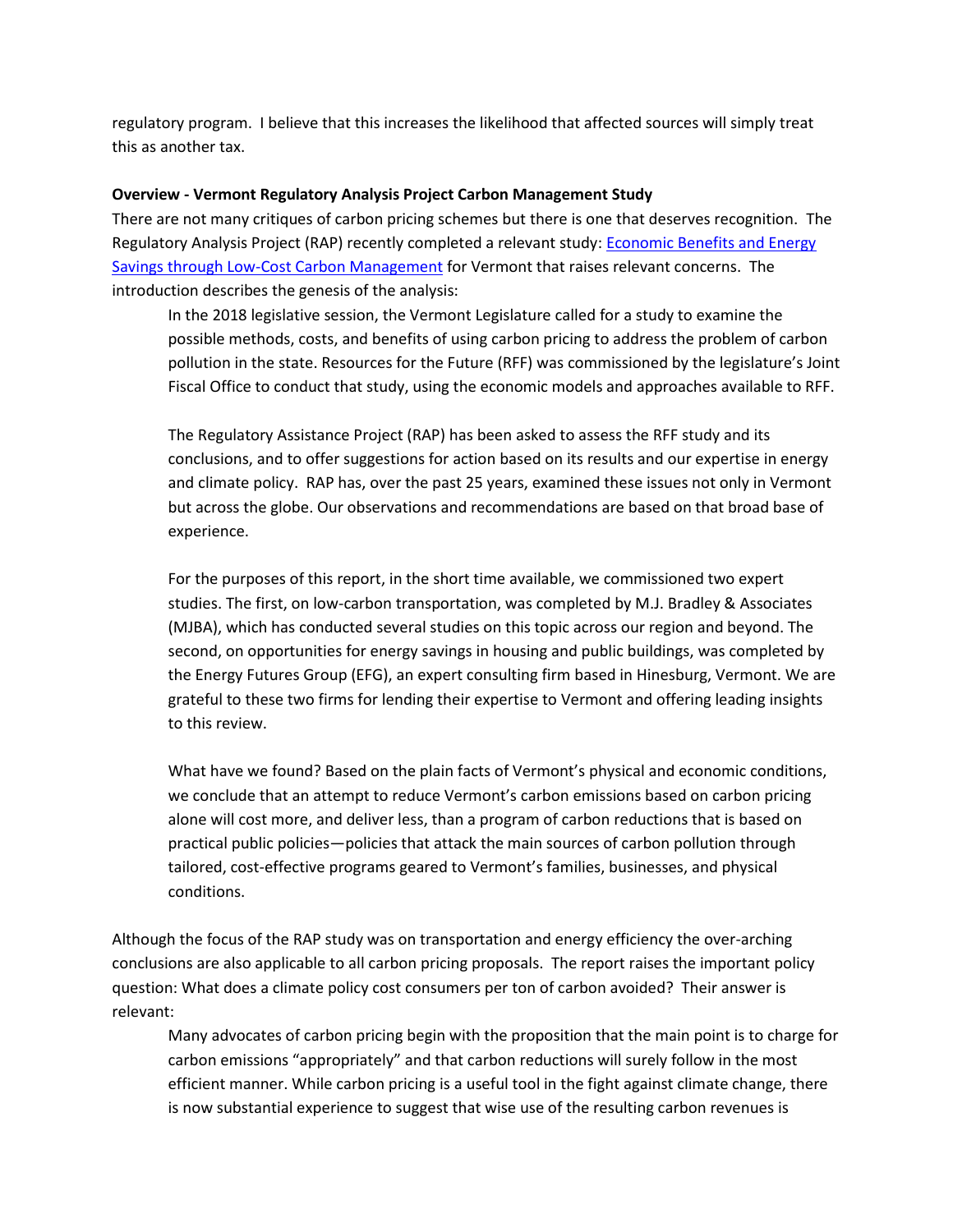regulatory program. I believe that this increases the likelihood that affected sources will simply treat this as another tax.

**Overview - Vermont Regulatory Analysis Project Carbon Management Study**

There are not many critiques of carbon pricing schemes but there is one that deserves recognition. The Regulatory Analysis Project (RAP) recently completed a relevant study: [Economic Benefits and Energy Savings through Low-Cost Carbon Management]() for Vermont that raises relevant concerns. The introduction describes the genesis of the analysis:

> In the 2018 legislative session, the Vermont Legislature called for a study to examine the possible methods, costs, and benefits of using carbon pricing to address the problem of carbon pollution in the state. Resources for the Future (RFF) was commissioned by the legislature's Joint Fiscal Office to conduct that study, using the economic models and approaches available to RFF.
>
> The Regulatory Assistance Project (RAP) has been asked to assess the RFF study and its conclusions, and to offer suggestions for action based on its results and our expertise in energy and climate policy. RAP has, over the past 25 years, examined these issues not only in Vermont but across the globe. Our observations and recommendations are based on that broad base of experience.
>
> For the purposes of this report, in the short time available, we commissioned two expert studies. The first, on low-carbon transportation, was completed by M.J. Bradley & Associates (MJBA), which has conducted several studies on this topic across our region and beyond. The second, on opportunities for energy savings in housing and public buildings, was completed by the Energy Futures Group (EFG), an expert consulting firm based in Hinesburg, Vermont. We are grateful to these two firms for lending their expertise to Vermont and offering leading insights to this review.
>
> What have we found? Based on the plain facts of Vermont's physical and economic conditions, we conclude that an attempt to reduce Vermont's carbon emissions based on carbon pricing alone will cost more, and deliver less, than a program of carbon reductions that is based on practical public policies—policies that attack the main sources of carbon pollution through tailored, cost-effective programs geared to Vermont's families, businesses, and physical conditions.

Although the focus of the RAP study was on transportation and energy efficiency the over-arching conclusions are also applicable to all carbon pricing proposals. The report raises the important policy question: What does a climate policy cost consumers per ton of carbon avoided? Their answer is relevant:

> Many advocates of carbon pricing begin with the proposition that the main point is to charge for carbon emissions "appropriately" and that carbon reductions will surely follow in the most efficient manner. While carbon pricing is a useful tool in the fight against climate change, there is now substantial experience to suggest that wise use of the resulting carbon revenues is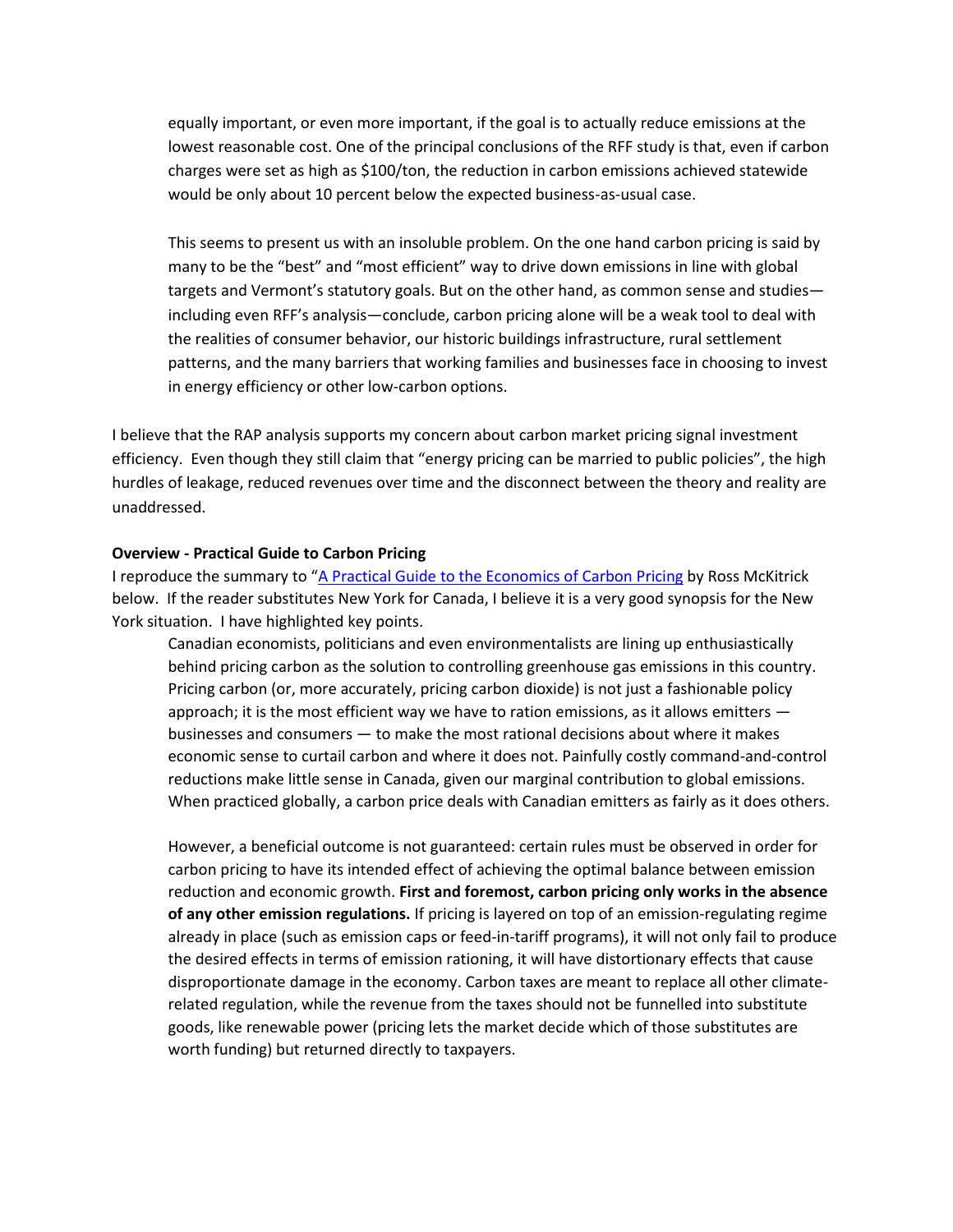> equally important, or even more important, if the goal is to actually reduce emissions at the lowest reasonable cost. One of the principal conclusions of the RFF study is that, even if carbon charges were set as high as $100/ton, the reduction in carbon emissions achieved statewide would be only about 10 percent below the expected business-as-usual case.
>
> This seems to present us with an insoluble problem. On the one hand carbon pricing is said by many to be the "best" and "most efficient" way to drive down emissions in line with global targets and Vermont's statutory goals. But on the other hand, as common sense and studies—including even RFF's analysis—conclude, carbon pricing alone will be a weak tool to deal with the realities of consumer behavior, our historic buildings infrastructure, rural settlement patterns, and the many barriers that working families and businesses face in choosing to invest in energy efficiency or other low-carbon options.

I believe that the RAP analysis supports my concern about carbon market pricing signal investment efficiency. Even though they still claim that "energy pricing can be married to public policies", the high hurdles of leakage, reduced revenues over time and the disconnect between the theory and reality are unaddressed.

**Overview - Practical Guide to Carbon Pricing**

I reproduce the summary to "[A Practical Guide to the Economics of Carbon Pricing](#) by Ross McKitrick below. If the reader substitutes New York for Canada, I believe it is a very good synopsis for the New York situation. I have highlighted key points.

> Canadian economists, politicians and even environmentalists are lining up enthusiastically behind pricing carbon as the solution to controlling greenhouse gas emissions in this country. Pricing carbon (or, more accurately, pricing carbon dioxide) is not just a fashionable policy approach; it is the most efficient way we have to ration emissions, as it allows emitters — businesses and consumers — to make the most rational decisions about where it makes economic sense to curtail carbon and where it does not. Painfully costly command-and-control reductions make little sense in Canada, given our marginal contribution to global emissions. When practiced globally, a carbon price deals with Canadian emitters as fairly as it does others.
>
> However, a beneficial outcome is not guaranteed: certain rules must be observed in order for carbon pricing to have its intended effect of achieving the optimal balance between emission reduction and economic growth. **First and foremost, carbon pricing only works in the absence of any other emission regulations.** If pricing is layered on top of an emission-regulating regime already in place (such as emission caps or feed-in-tariff programs), it will not only fail to produce the desired effects in terms of emission rationing, it will have distortionary effects that cause disproportionate damage in the economy. Carbon taxes are meant to replace all other climate-related regulation, while the revenue from the taxes should not be funnelled into substitute goods, like renewable power (pricing lets the market decide which of those substitutes are worth funding) but returned directly to taxpayers.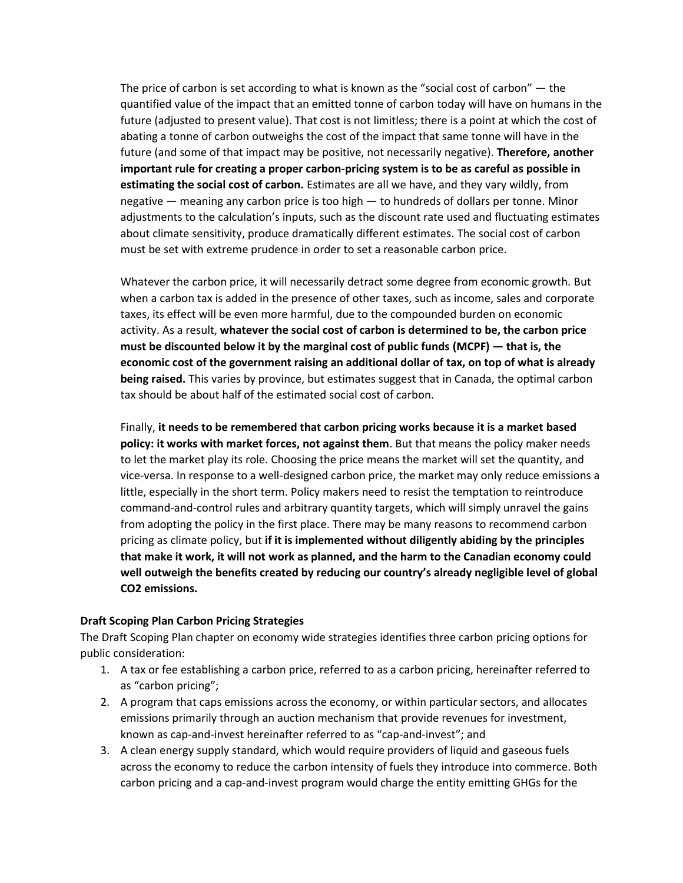The price of carbon is set according to what is known as the "social cost of carbon" — the quantified value of the impact that an emitted tonne of carbon today will have on humans in the future (adjusted to present value). That cost is not limitless; there is a point at which the cost of abating a tonne of carbon outweighs the cost of the impact that same tonne will have in the future (and some of that impact may be positive, not necessarily negative). **Therefore, another important rule for creating a proper carbon-pricing system is to be as careful as possible in estimating the social cost of carbon.** Estimates are all we have, and they vary wildly, from negative — meaning any carbon price is too high — to hundreds of dollars per tonne. Minor adjustments to the calculation's inputs, such as the discount rate used and fluctuating estimates about climate sensitivity, produce dramatically different estimates. The social cost of carbon must be set with extreme prudence in order to set a reasonable carbon price.

Whatever the carbon price, it will necessarily detract some degree from economic growth. But when a carbon tax is added in the presence of other taxes, such as income, sales and corporate taxes, its effect will be even more harmful, due to the compounded burden on economic activity. As a result, **whatever the social cost of carbon is determined to be, the carbon price must be discounted below it by the marginal cost of public funds (MCPF) — that is, the economic cost of the government raising an additional dollar of tax, on top of what is already being raised.** This varies by province, but estimates suggest that in Canada, the optimal carbon tax should be about half of the estimated social cost of carbon.

Finally, **it needs to be remembered that carbon pricing works because it is a market based policy: it works with market forces, not against them**. But that means the policy maker needs to let the market play its role. Choosing the price means the market will set the quantity, and vice-versa. In response to a well-designed carbon price, the market may only reduce emissions a little, especially in the short term. Policy makers need to resist the temptation to reintroduce command-and-control rules and arbitrary quantity targets, which will simply unravel the gains from adopting the policy in the first place. There may be many reasons to recommend carbon pricing as climate policy, but **if it is implemented without diligently abiding by the principles that make it work, it will not work as planned, and the harm to the Canadian economy could well outweigh the benefits created by reducing our country's already negligible level of global $CO_2$ emissions.**

**Draft Scoping Plan Carbon Pricing Strategies**

The Draft Scoping Plan chapter on economy wide strategies identifies three carbon pricing options for public consideration:

1. A tax or fee establishing a carbon price, referred to as a carbon pricing, hereinafter referred to as "carbon pricing";
2. A program that caps emissions across the economy, or within particular sectors, and allocates emissions primarily through an auction mechanism that provide revenues for investment, known as cap-and-invest hereinafter referred to as "cap-and-invest"; and
3. A clean energy supply standard, which would require providers of liquid and gaseous fuels across the economy to reduce the carbon intensity of fuels they introduce into commerce. Both carbon pricing and a cap-and-invest program would charge the entity emitting GHGs for the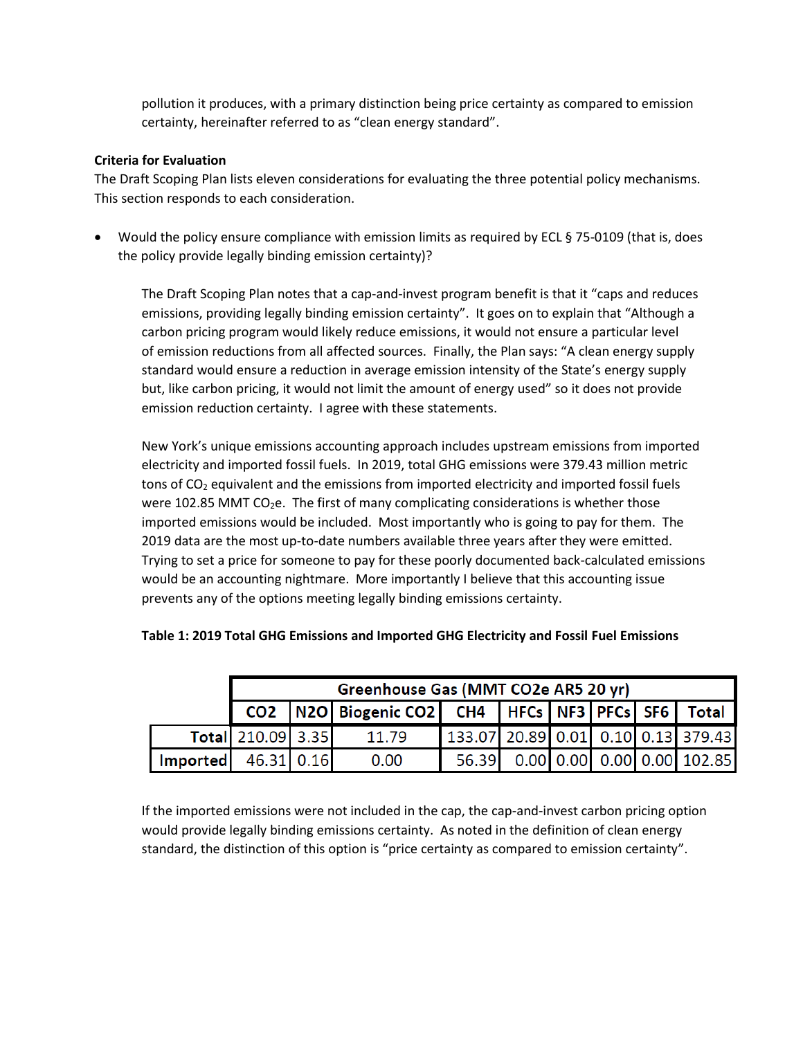pollution it produces, with a primary distinction being price certainty as compared to emission certainty, hereinafter referred to as "clean energy standard".

**Criteria for Evaluation**

The Draft Scoping Plan lists eleven considerations for evaluating the three potential policy mechanisms. This section responds to each consideration.

- Would the policy ensure compliance with emission limits as required by ECL § 75-0109 (that is, does the policy provide legally binding emission certainty)?

  The Draft Scoping Plan notes that a cap-and-invest program benefit is that it "caps and reduces emissions, providing legally binding emission certainty". It goes on to explain that "Although a carbon pricing program would likely reduce emissions, it would not ensure a particular level of emission reductions from all affected sources. Finally, the Plan says: "A clean energy supply standard would ensure a reduction in average emission intensity of the State's energy supply but, like carbon pricing, it would not limit the amount of energy used" so it does not provide emission reduction certainty. I agree with these statements.

  New York's unique emissions accounting approach includes upstream emissions from imported electricity and imported fossil fuels. In 2019, total GHG emissions were 379.43 million metric tons of $CO_2$ equivalent and the emissions from imported electricity and imported fossil fuels were 102.85 MMT $CO_2e$. The first of many complicating considerations is whether those imported emissions would be included. Most importantly who is going to pay for them. The 2019 data are the most up-to-date numbers available three years after they were emitted. Trying to set a price for someone to pay for these poorly documented back-calculated emissions would be an accounting nightmare. More importantly I believe that this accounting issue prevents any of the options meeting legally binding emissions certainty.

  **Table 1: 2019 Total GHG Emissions and Imported GHG Electricity and Fossil Fuel Emissions**

| | Greenhouse Gas (MMT CO2e AR5 20 yr) | | | | | | | | |
|---|---|---|---|---|---|---|---|---|---|
| | CO2 | N2O | Biogenic CO2 | CH4 | HFCs | NF3 | PFCs | SF6 | Total |
| Total | 210.09 | 3.35 | 11.79 | 133.07 | 20.89 | 0.01 | 0.10 | 0.13 | 379.43 |
| Imported | 46.31 | 0.16 | 0.00 | 56.39 | 0.00 | 0.00 | 0.00 | 0.00 | 102.85 |

  If the imported emissions were not included in the cap, the cap-and-invest carbon pricing option would provide legally binding emissions certainty. As noted in the definition of clean energy standard, the distinction of this option is "price certainty as compared to emission certainty".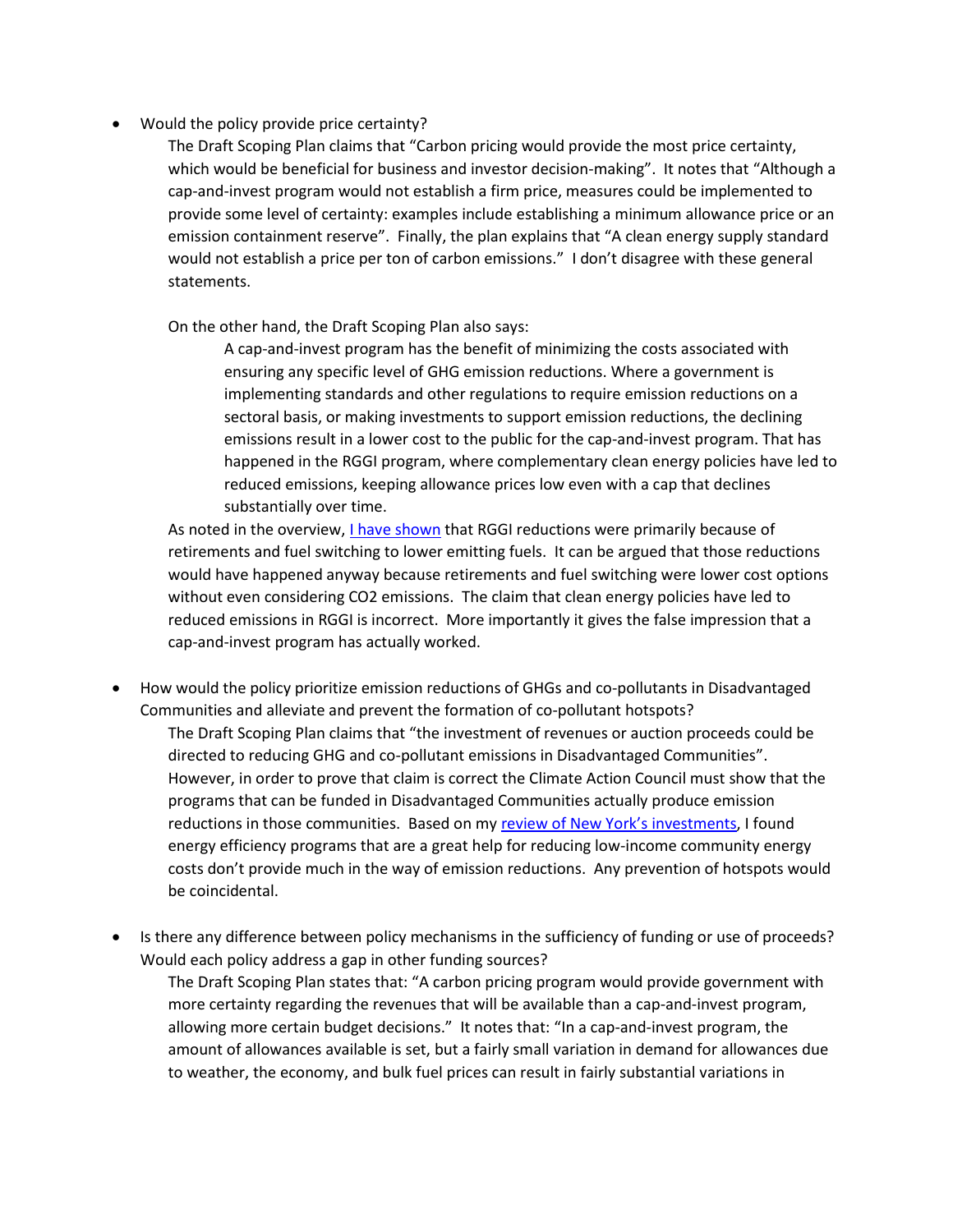- Would the policy provide price certainty?

  The Draft Scoping Plan claims that "Carbon pricing would provide the most price certainty, which would be beneficial for business and investor decision-making". It notes that "Although a cap-and-invest program would not establish a firm price, measures could be implemented to provide some level of certainty: examples include establishing a minimum allowance price or an emission containment reserve". Finally, the plan explains that "A clean energy supply standard would not establish a price per ton of carbon emissions." I don't disagree with these general statements.

  On the other hand, the Draft Scoping Plan also says:

  > A cap-and-invest program has the benefit of minimizing the costs associated with ensuring any specific level of GHG emission reductions. Where a government is implementing standards and other regulations to require emission reductions on a sectoral basis, or making investments to support emission reductions, the declining emissions result in a lower cost to the public for the cap-and-invest program. That has happened in the RGGI program, where complementary clean energy policies have led to reduced emissions, keeping allowance prices low even with a cap that declines substantially over time.

  As noted in the overview, I have shown that RGGI reductions were primarily because of retirements and fuel switching to lower emitting fuels. It can be argued that those reductions would have happened anyway because retirements and fuel switching were lower cost options without even considering $CO_2$ emissions. The claim that clean energy policies have led to reduced emissions in RGGI is incorrect. More importantly it gives the false impression that a cap-and-invest program has actually worked.

- How would the policy prioritize emission reductions of GHGs and co-pollutants in Disadvantaged Communities and alleviate and prevent the formation of co-pollutant hotspots?

  The Draft Scoping Plan claims that "the investment of revenues or auction proceeds could be directed to reducing GHG and co-pollutant emissions in Disadvantaged Communities". However, in order to prove that claim is correct the Climate Action Council must show that the programs that can be funded in Disadvantaged Communities actually produce emission reductions in those communities. Based on my review of New York's investments, I found energy efficiency programs that are a great help for reducing low-income community energy costs don't provide much in the way of emission reductions. Any prevention of hotspots would be coincidental.

- Is there any difference between policy mechanisms in the sufficiency of funding or use of proceeds? Would each policy address a gap in other funding sources?

  The Draft Scoping Plan states that: "A carbon pricing program would provide government with more certainty regarding the revenues that will be available than a cap-and-invest program, allowing more certain budget decisions." It notes that: "In a cap-and-invest program, the amount of allowances available is set, but a fairly small variation in demand for allowances due to weather, the economy, and bulk fuel prices can result in fairly substantial variations in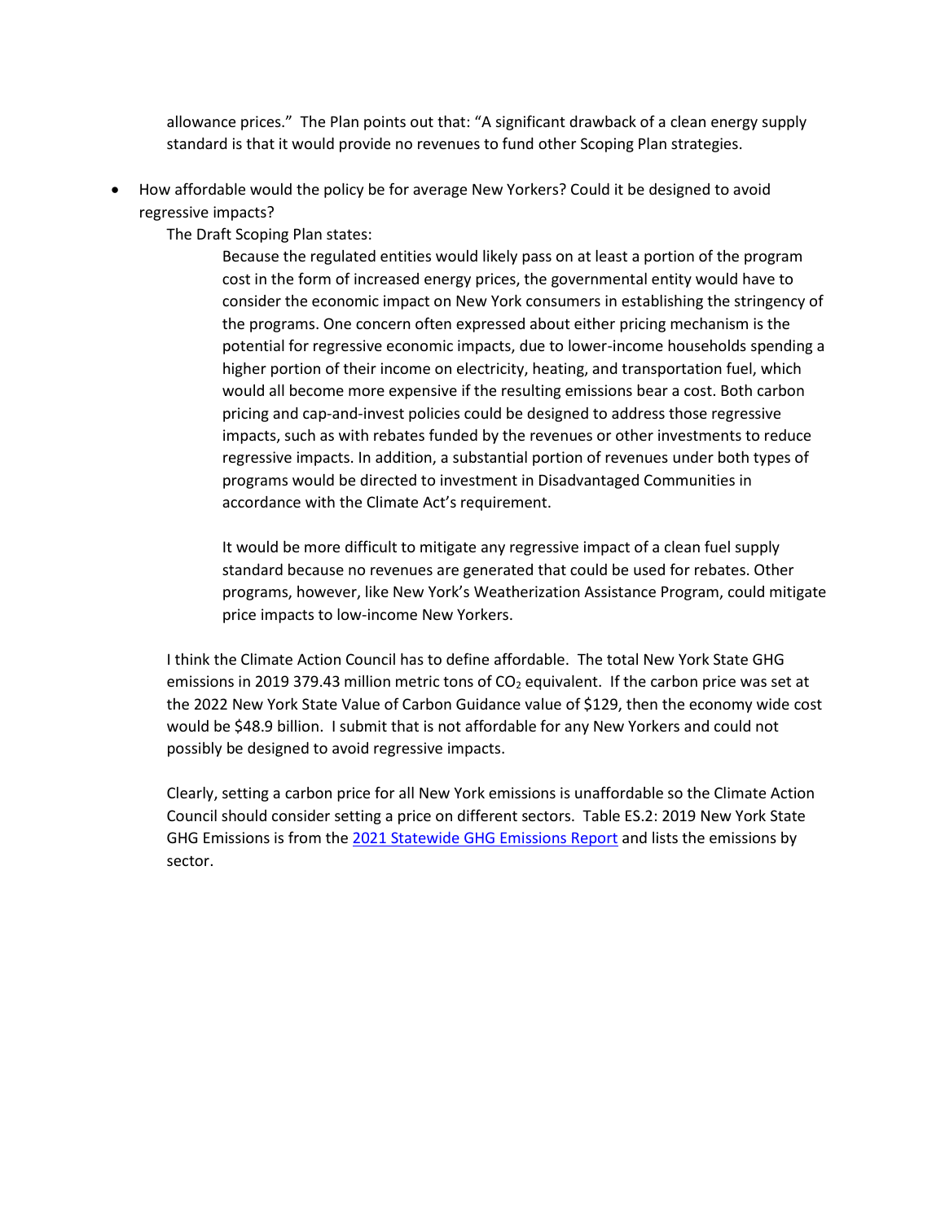allowance prices." The Plan points out that: "A significant drawback of a clean energy supply standard is that it would provide no revenues to fund other Scoping Plan strategies.

- How affordable would the policy be for average New Yorkers? Could it be designed to avoid regressive impacts?

  The Draft Scoping Plan states:

  > Because the regulated entities would likely pass on at least a portion of the program cost in the form of increased energy prices, the governmental entity would have to consider the economic impact on New York consumers in establishing the stringency of the programs. One concern often expressed about either pricing mechanism is the potential for regressive economic impacts, due to lower-income households spending a higher portion of their income on electricity, heating, and transportation fuel, which would all become more expensive if the resulting emissions bear a cost. Both carbon pricing and cap-and-invest policies could be designed to address those regressive impacts, such as with rebates funded by the revenues or other investments to reduce regressive impacts. In addition, a substantial portion of revenues under both types of programs would be directed to investment in Disadvantaged Communities in accordance with the Climate Act's requirement.
  >
  > It would be more difficult to mitigate any regressive impact of a clean fuel supply standard because no revenues are generated that could be used for rebates. Other programs, however, like New York's Weatherization Assistance Program, could mitigate price impacts to low-income New Yorkers.

  I think the Climate Action Council has to define affordable. The total New York State GHG emissions in 2019 379.43 million metric tons of $CO_2$ equivalent. If the carbon price was set at the 2022 New York State Value of Carbon Guidance value of $129, then the economy wide cost would be $48.9 billion. I submit that is not affordable for any New Yorkers and could not possibly be designed to avoid regressive impacts.

  Clearly, setting a carbon price for all New York emissions is unaffordable so the Climate Action Council should consider setting a price on different sectors. Table ES.2: 2019 New York State GHG Emissions is from the [2021 Statewide GHG Emissions Report]() and lists the emissions by sector.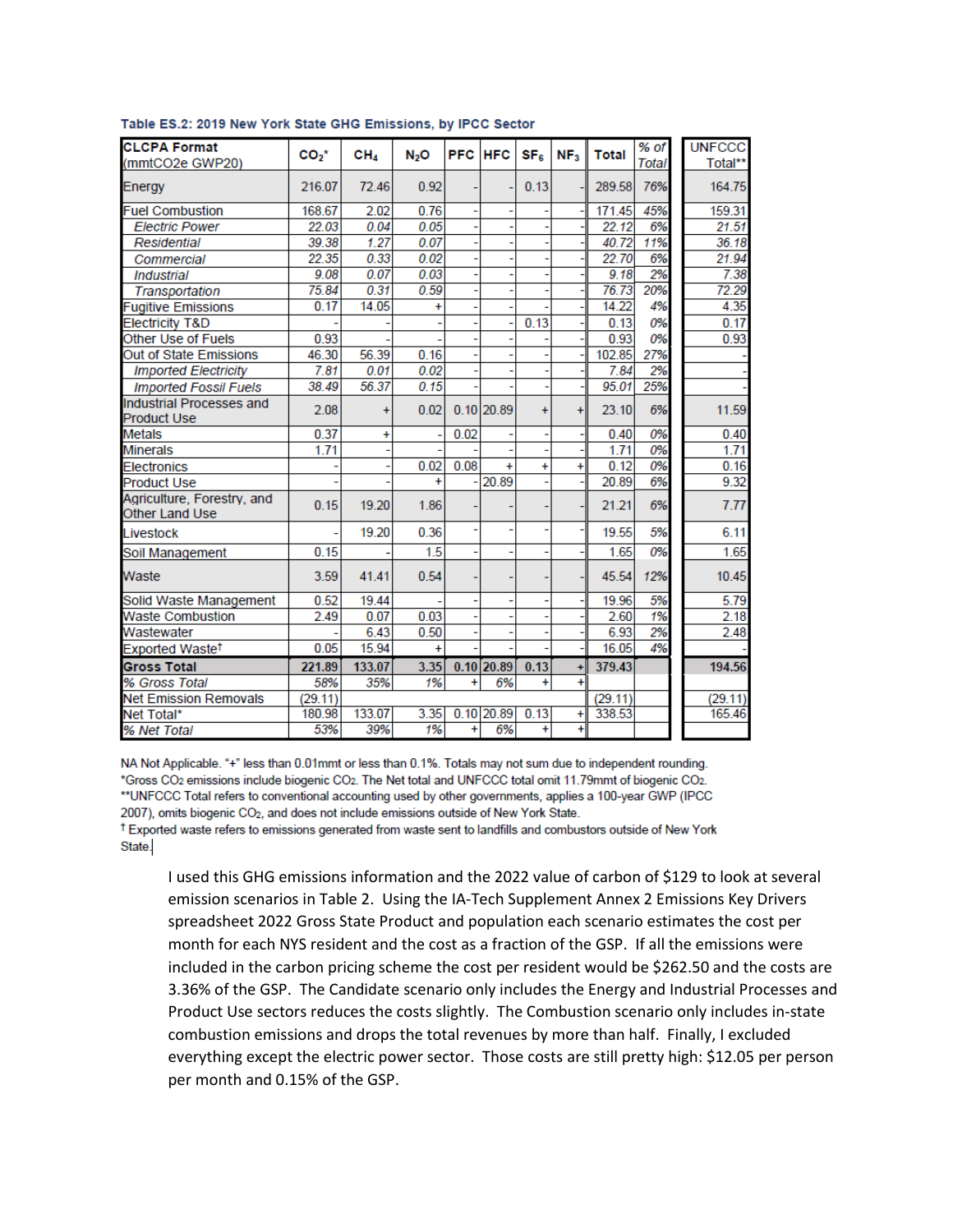**Table ES.2: 2019 New York State GHG Emissions, by IPCC Sector**

| CLCPA Format (mmtCO2e GWP20) | $CO_2$* | $CH_4$ | $N_2O$ | PFC | HFC | $SF_6$ | $NF_3$ | Total | % of Total | UNFCCC Total** |
|---|---|---|---|---|---|---|---|---|---|---|
| Energy | 216.07 | 72.46 | 0.92 | - | - | 0.13 | - | 289.58 | 76% | 164.75 |
| Fuel Combustion | 168.67 | 2.02 | 0.76 | - | - | - | - | 171.45 | 45% | 159.31 |
| *Electric Power* | *22.03* | *0.04* | *0.05* | - | - | - | - | *22.12* | *6%* | *21.51* |
| *Residential* | *39.38* | *1.27* | *0.07* | - | - | - | - | *40.72* | *11%* | *36.18* |
| *Commercial* | *22.35* | *0.33* | *0.02* | - | - | - | - | *22.70* | *6%* | *21.94* |
| *Industrial* | *9.08* | *0.07* | *0.03* | - | - | - | - | *9.18* | *2%* | *7.38* |
| *Transportation* | *75.84* | *0.31* | *0.59* | - | - | - | - | *76.73* | *20%* | *72.29* |
| Fugitive Emissions | 0.17 | 14.05 | + | - | - | - | - | 14.22 | 4% | 4.35 |
| Electricity T&D | - | - | - | - | - | 0.13 | - | 0.13 | 0% | 0.17 |
| Other Use of Fuels | 0.93 | - | - | - | - | - | - | 0.93 | 0% | 0.93 |
| Out of State Emissions | 46.30 | 56.39 | 0.16 | - | - | - | - | 102.85 | 27% | - |
| *Imported Electricity* | *7.81* | *0.01* | *0.02* | - | - | - | - | *7.84* | *2%* | - |
| *Imported Fossil Fuels* | *38.49* | *56.37* | *0.15* | - | - | - | - | *95.01* | *25%* | - |
| Industrial Processes and Product Use | 2.08 | + | 0.02 | 0.10 | 20.89 | + | + | 23.10 | 6% | 11.59 |
| Metals | 0.37 | + | - | 0.02 | - | - | - | 0.40 | 0% | 0.40 |
| Minerals | 1.71 | - | - | - | - | - | - | 1.71 | 0% | 1.71 |
| Electronics | - | - | 0.02 | 0.08 | + | + | + | 0.12 | 0% | 0.16 |
| Product Use | - | - | + | - | 20.89 | - | - | 20.89 | 6% | 9.32 |
| Agriculture, Forestry, and Other Land Use | 0.15 | 19.20 | 1.86 | - | - | - | - | 21.21 | 6% | 7.77 |
| Livestock | - | 19.20 | 0.36 | - | - | - | - | 19.55 | 5% | 6.11 |
| Soil Management | 0.15 | - | 1.5 | - | - | - | - | 1.65 | 0% | 1.65 |
| Waste | 3.59 | 41.41 | 0.54 | - | - | - | - | 45.54 | 12% | 10.45 |
| Solid Waste Management | 0.52 | 19.44 | - | - | - | - | - | 19.96 | 5% | 5.79 |
| Waste Combustion | 2.49 | 0.07 | 0.03 | - | - | - | - | 2.60 | 1% | 2.18 |
| Wastewater | - | 6.43 | 0.50 | - | - | - | - | 6.93 | 2% | 2.48 |
| Exported Waste† | 0.05 | 15.94 | + | - | - | - | - | 16.05 | 4% | - |
| **Gross Total** | **221.89** | **133.07** | **3.35** | **0.10** | **20.89** | **0.13** | **+** | **379.43** | | **194.56** |
| *% Gross Total* | *58%* | *35%* | *1%* | + | *6%* | + | + | | | |
| Net Emission Removals | (29.11) | | | | | | | (29.11) | | (29.11) |
| Net Total* | 180.98 | 133.07 | 3.35 | 0.10 | 20.89 | 0.13 | + | 338.53 | | 165.46 |
| *% Net Total* | *53%* | *39%* | *1%* | + | *6%* | + | + | | | |

NA Not Applicable. "+" less than 0.01mmt or less than 0.1%. Totals may not sum due to independent rounding.
*Gross $CO_2$ emissions include biogenic $CO_2$. The Net total and UNFCCC total omit 11.79mmt of biogenic $CO_2$.
**UNFCCC Total refers to conventional accounting used by other governments, applies a 100-year GWP (IPCC 2007), omits biogenic $CO_2$, and does not include emissions outside of New York State.
† Exported waste refers to emissions generated from waste sent to landfills and combustors outside of New York State.

I used this GHG emissions information and the 2022 value of carbon of $129 to look at several emission scenarios in Table 2. Using the IA-Tech Supplement Annex 2 Emissions Key Drivers spreadsheet 2022 Gross State Product and population each scenario estimates the cost per month for each NYS resident and the cost as a fraction of the GSP. If all the emissions were included in the carbon pricing scheme the cost per resident would be $262.50 and the costs are 3.36% of the GSP. The Candidate scenario only includes the Energy and Industrial Processes and Product Use sectors reduces the costs slightly. The Combustion scenario only includes in-state combustion emissions and drops the total revenues by more than half. Finally, I excluded everything except the electric power sector. Those costs are still pretty high: $12.05 per person per month and 0.15% of the GSP.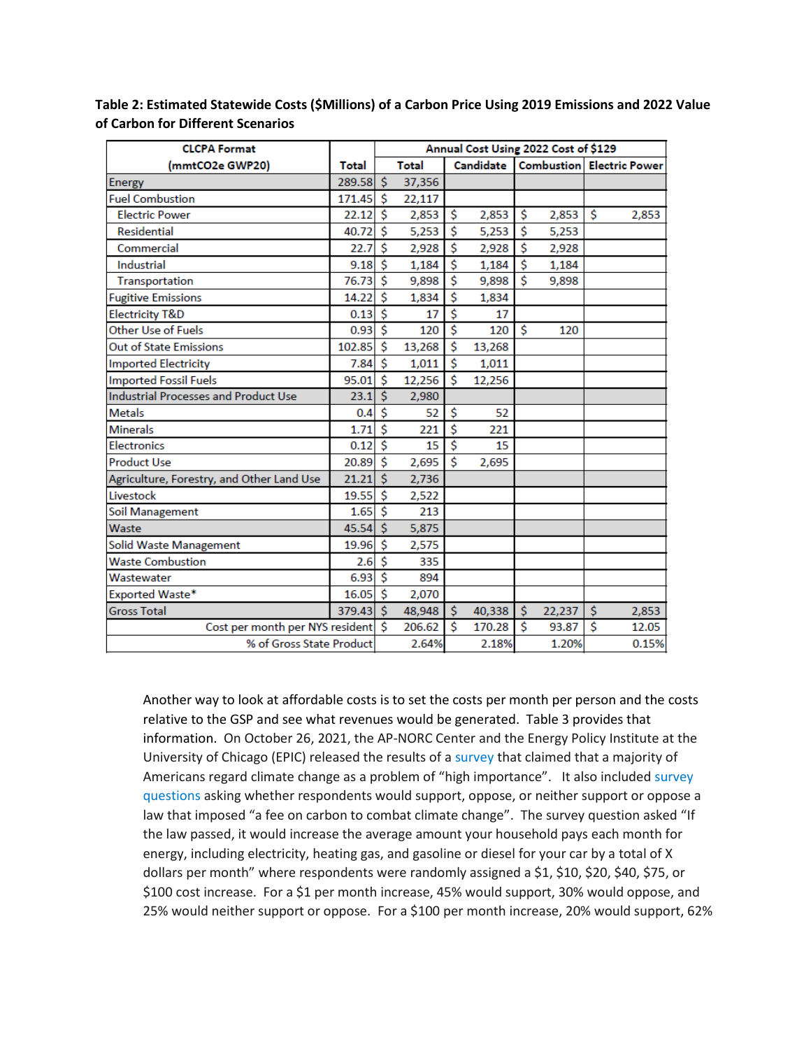**Table 2: Estimated Statewide Costs ($Millions) of a Carbon Price Using 2019 Emissions and 2022 Value of Carbon for Different Scenarios**

| CLCPA Format (mmtCO2e GWP20) | Total | Annual Cost Using 2022 Cost of $129 | | | |
|---|---|---|---|---|---|
| | | Total | Candidate | Combustion | Electric Power |
| Energy | 289.58 | $ 37,356 | | | |
| Fuel Combustion | 171.45 | $ 22,117 | | | |
| Electric Power | 22.12 | $ 2,853 | $ 2,853 | $ 2,853 | $ 2,853 |
| Residential | 40.72 | $ 5,253 | $ 5,253 | $ 5,253 | |
| Commercial | 22.7 | $ 2,928 | $ 2,928 | $ 2,928 | |
| Industrial | 9.18 | $ 1,184 | $ 1,184 | $ 1,184 | |
| Transportation | 76.73 | $ 9,898 | $ 9,898 | $ 9,898 | |
| Fugitive Emissions | 14.22 | $ 1,834 | $ 1,834 | | |
| Electricity T&D | 0.13 | $ 17 | $ 17 | | |
| Other Use of Fuels | 0.93 | $ 120 | $ 120 | $ 120 | |
| Out of State Emissions | 102.85 | $ 13,268 | $ 13,268 | | |
| Imported Electricity | 7.84 | $ 1,011 | $ 1,011 | | |
| Imported Fossil Fuels | 95.01 | $ 12,256 | $ 12,256 | | |
| Industrial Processes and Product Use | 23.1 | $ 2,980 | | | |
| Metals | 0.4 | $ 52 | $ 52 | | |
| Minerals | 1.71 | $ 221 | $ 221 | | |
| Electronics | 0.12 | $ 15 | $ 15 | | |
| Product Use | 20.89 | $ 2,695 | $ 2,695 | | |
| Agriculture, Forestry, and Other Land Use | 21.21 | $ 2,736 | | | |
| Livestock | 19.55 | $ 2,522 | | | |
| Soil Management | 1.65 | $ 213 | | | |
| Waste | 45.54 | $ 5,875 | | | |
| Solid Waste Management | 19.96 | $ 2,575 | | | |
| Waste Combustion | 2.6 | $ 335 | | | |
| Wastewater | 6.93 | $ 894 | | | |
| Exported Waste* | 16.05 | $ 2,070 | | | |
| Gross Total | 379.43 | $ 48,948 | $ 40,338 | $ 22,237 | $ 2,853 |
| Cost per month per NYS resident | | $ 206.62 | $ 170.28 | $ 93.87 | $ 12.05 |
| % of Gross State Product | | 2.64% | 2.18% | 1.20% | 0.15% |

Another way to look at affordable costs is to set the costs per month per person and the costs relative to the GSP and see what revenues would be generated. Table 3 provides that information. On October 26, 2021, the AP-NORC Center and the Energy Policy Institute at the University of Chicago (EPIC) released the results of a survey that claimed that a majority of Americans regard climate change as a problem of "high importance". It also included survey questions asking whether respondents would support, oppose, or neither support or oppose a law that imposed "a fee on carbon to combat climate change". The survey question asked "If the law passed, it would increase the average amount your household pays each month for energy, including electricity, heating gas, and gasoline or diesel for your car by a total of X dollars per month" where respondents were randomly assigned a $1, $10, $20, $40, $75, or $100 cost increase. For a $1 per month increase, 45% would support, 30% would oppose, and 25% would neither support or oppose. For a $100 per month increase, 20% would support, 62%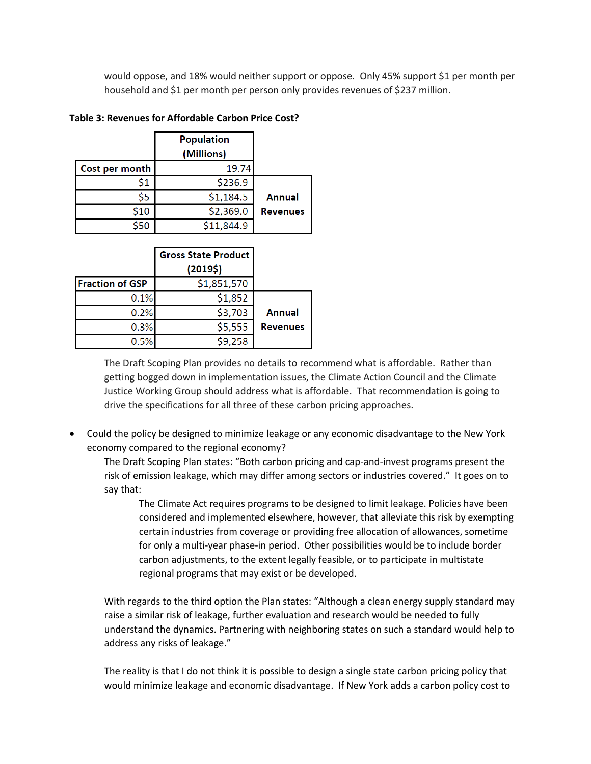would oppose, and 18% would neither support or oppose. Only 45% support $1 per month per household and $1 per month per person only provides revenues of $237 million.

**Table 3: Revenues for Affordable Carbon Price Cost?**

| | Population (Millions) | |
|---|---|---|
| Cost per month | 19.74 | |
| $1 | $236.9 | Annual Revenues |
| $5 | $1,184.5 | |
| $10 | $2,369.0 | |
| $50 | $11,844.9 | |

| | Gross State Product (2019$) | |
|---|---|---|
| Fraction of GSP | $1,851,570 | |
| 0.1% | $1,852 | Annual Revenues |
| 0.2% | $3,703 | |
| 0.3% | $5,555 | |
| 0.5% | $9,258 | |

The Draft Scoping Plan provides no details to recommend what is affordable. Rather than getting bogged down in implementation issues, the Climate Action Council and the Climate Justice Working Group should address what is affordable. That recommendation is going to drive the specifications for all three of these carbon pricing approaches.

- Could the policy be designed to minimize leakage or any economic disadvantage to the New York economy compared to the regional economy?

  The Draft Scoping Plan states: "Both carbon pricing and cap-and-invest programs present the risk of emission leakage, which may differ among sectors or industries covered." It goes on to say that:

  > The Climate Act requires programs to be designed to limit leakage. Policies have been considered and implemented elsewhere, however, that alleviate this risk by exempting certain industries from coverage or providing free allocation of allowances, sometime for only a multi-year phase-in period. Other possibilities would be to include border carbon adjustments, to the extent legally feasible, or to participate in multistate regional programs that may exist or be developed.

  With regards to the third option the Plan states: "Although a clean energy supply standard may raise a similar risk of leakage, further evaluation and research would be needed to fully understand the dynamics. Partnering with neighboring states on such a standard would help to address any risks of leakage."

  The reality is that I do not think it is possible to design a single state carbon pricing policy that would minimize leakage and economic disadvantage. If New York adds a carbon policy cost to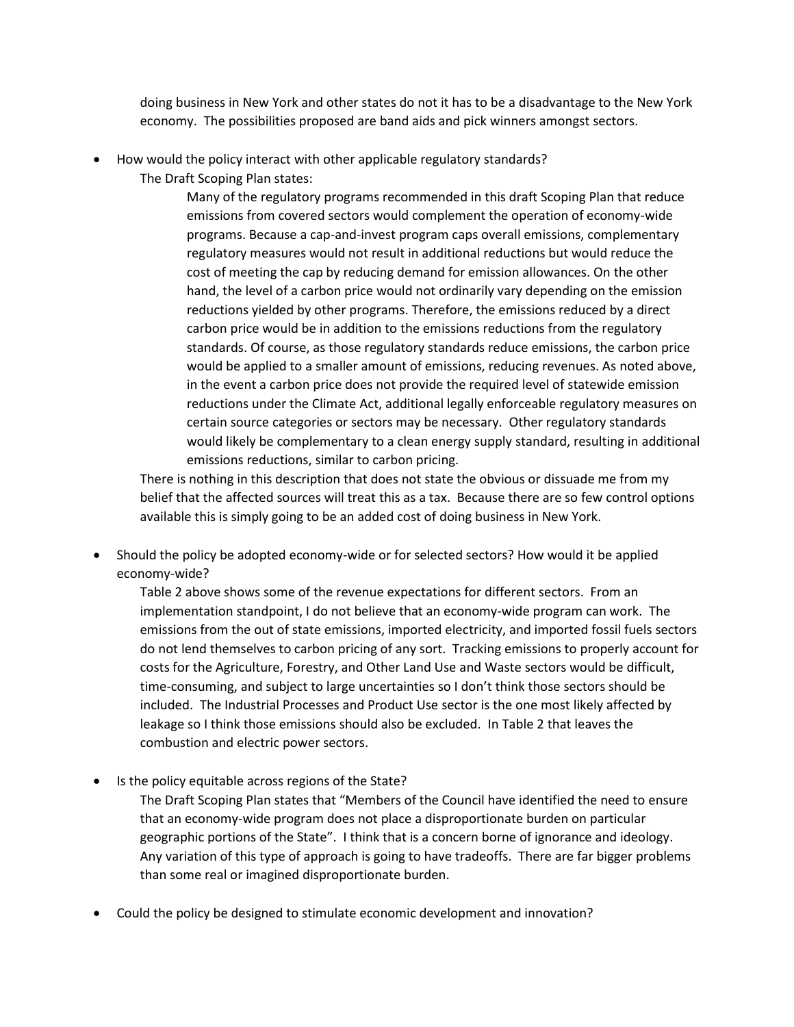doing business in New York and other states do not it has to be a disadvantage to the New York economy. The possibilities proposed are band aids and pick winners amongst sectors.

- How would the policy interact with other applicable regulatory standards?

  The Draft Scoping Plan states:

  > Many of the regulatory programs recommended in this draft Scoping Plan that reduce emissions from covered sectors would complement the operation of economy-wide programs. Because a cap-and-invest program caps overall emissions, complementary regulatory measures would not result in additional reductions but would reduce the cost of meeting the cap by reducing demand for emission allowances. On the other hand, the level of a carbon price would not ordinarily vary depending on the emission reductions yielded by other programs. Therefore, the emissions reduced by a direct carbon price would be in addition to the emissions reductions from the regulatory standards. Of course, as those regulatory standards reduce emissions, the carbon price would be applied to a smaller amount of emissions, reducing revenues. As noted above, in the event a carbon price does not provide the required level of statewide emission reductions under the Climate Act, additional legally enforceable regulatory measures on certain source categories or sectors may be necessary. Other regulatory standards would likely be complementary to a clean energy supply standard, resulting in additional emissions reductions, similar to carbon pricing.

  There is nothing in this description that does not state the obvious or dissuade me from my belief that the affected sources will treat this as a tax. Because there are so few control options available this is simply going to be an added cost of doing business in New York.

- Should the policy be adopted economy-wide or for selected sectors? How would it be applied economy-wide?

  Table 2 above shows some of the revenue expectations for different sectors. From an implementation standpoint, I do not believe that an economy-wide program can work. The emissions from the out of state emissions, imported electricity, and imported fossil fuels sectors do not lend themselves to carbon pricing of any sort. Tracking emissions to properly account for costs for the Agriculture, Forestry, and Other Land Use and Waste sectors would be difficult, time-consuming, and subject to large uncertainties so I don't think those sectors should be included. The Industrial Processes and Product Use sector is the one most likely affected by leakage so I think those emissions should also be excluded. In Table 2 that leaves the combustion and electric power sectors.

- Is the policy equitable across regions of the State?

  The Draft Scoping Plan states that "Members of the Council have identified the need to ensure that an economy-wide program does not place a disproportionate burden on particular geographic portions of the State". I think that is a concern borne of ignorance and ideology. Any variation of this type of approach is going to have tradeoffs. There are far bigger problems than some real or imagined disproportionate burden.

- Could the policy be designed to stimulate economic development and innovation?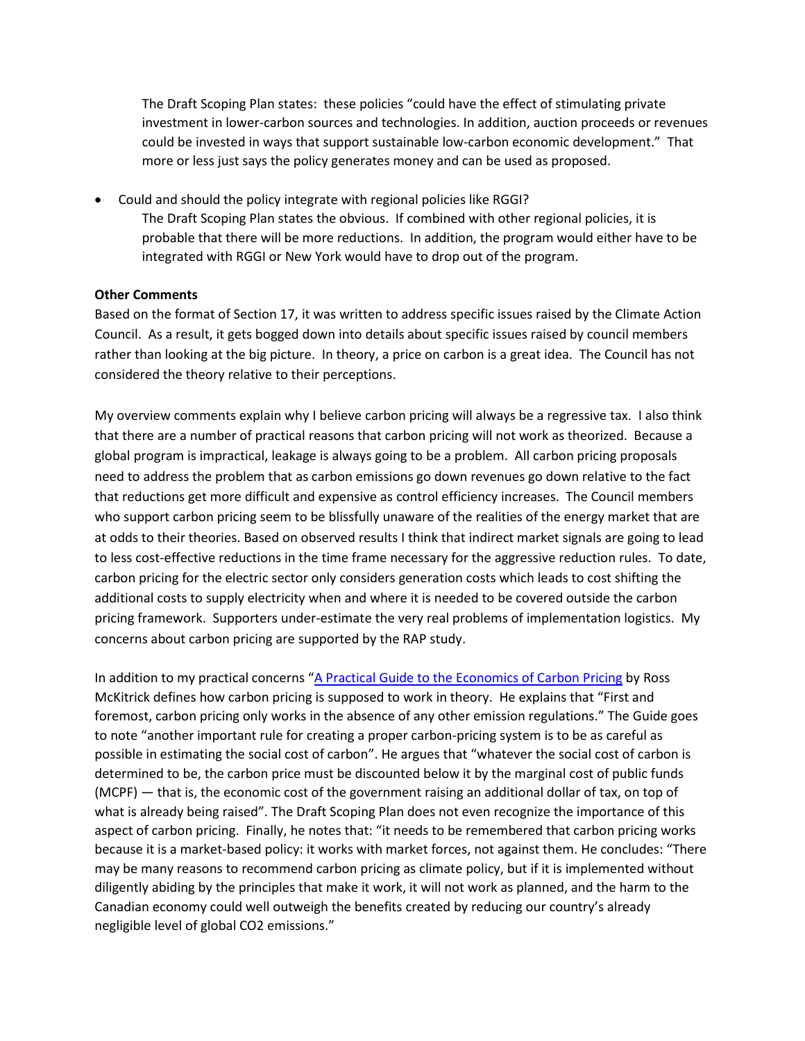The Draft Scoping Plan states: these policies "could have the effect of stimulating private investment in lower-carbon sources and technologies. In addition, auction proceeds or revenues could be invested in ways that support sustainable low-carbon economic development." That more or less just says the policy generates money and can be used as proposed.

- Could and should the policy integrate with regional policies like RGGI?
  The Draft Scoping Plan states the obvious. If combined with other regional policies, it is probable that there will be more reductions. In addition, the program would either have to be integrated with RGGI or New York would have to drop out of the program.

**Other Comments**

Based on the format of Section 17, it was written to address specific issues raised by the Climate Action Council. As a result, it gets bogged down into details about specific issues raised by council members rather than looking at the big picture. In theory, a price on carbon is a great idea. The Council has not considered the theory relative to their perceptions.

My overview comments explain why I believe carbon pricing will always be a regressive tax. I also think that there are a number of practical reasons that carbon pricing will not work as theorized. Because a global program is impractical, leakage is always going to be a problem. All carbon pricing proposals need to address the problem that as carbon emissions go down revenues go down relative to the fact that reductions get more difficult and expensive as control efficiency increases. The Council members who support carbon pricing seem to be blissfully unaware of the realities of the energy market that are at odds to their theories. Based on observed results I think that indirect market signals are going to lead to less cost-effective reductions in the time frame necessary for the aggressive reduction rules. To date, carbon pricing for the electric sector only considers generation costs which leads to cost shifting the additional costs to supply electricity when and where it is needed to be covered outside the carbon pricing framework. Supporters under-estimate the very real problems of implementation logistics. My concerns about carbon pricing are supported by the RAP study.

In addition to my practical concerns "[A Practical Guide to the Economics of Carbon Pricing](#) by Ross McKitrick defines how carbon pricing is supposed to work in theory. He explains that "First and foremost, carbon pricing only works in the absence of any other emission regulations." The Guide goes to note "another important rule for creating a proper carbon-pricing system is to be as careful as possible in estimating the social cost of carbon". He argues that "whatever the social cost of carbon is determined to be, the carbon price must be discounted below it by the marginal cost of public funds (MCPF) — that is, the economic cost of the government raising an additional dollar of tax, on top of what is already being raised". The Draft Scoping Plan does not even recognize the importance of this aspect of carbon pricing. Finally, he notes that: "it needs to be remembered that carbon pricing works because it is a market-based policy: it works with market forces, not against them. He concludes: "There may be many reasons to recommend carbon pricing as climate policy, but if it is implemented without diligently abiding by the principles that make it work, it will not work as planned, and the harm to the Canadian economy could well outweigh the benefits created by reducing our country's already negligible level of global $CO_2$ emissions."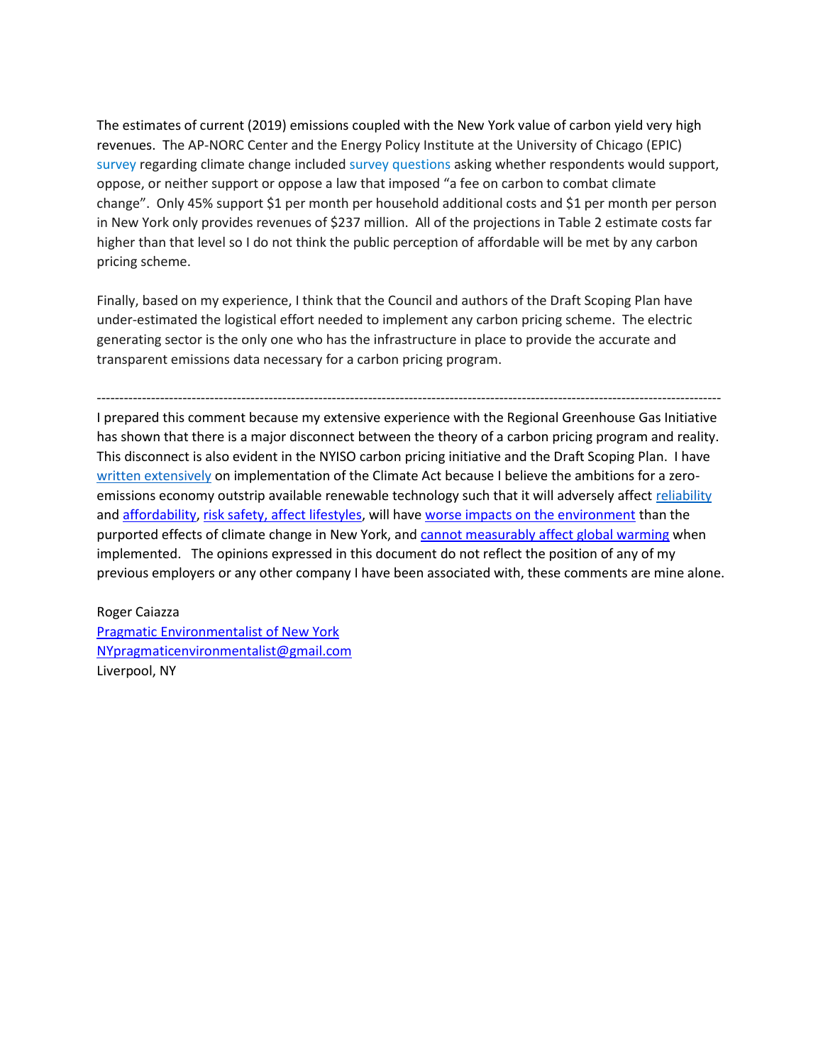The estimates of current (2019) emissions coupled with the New York value of carbon yield very high revenues. The AP-NORC Center and the Energy Policy Institute at the University of Chicago (EPIC) survey regarding climate change included survey questions asking whether respondents would support, oppose, or neither support or oppose a law that imposed "a fee on carbon to combat climate change". Only 45% support $1 per month per household additional costs and $1 per month per person in New York only provides revenues of $237 million. All of the projections in Table 2 estimate costs far higher than that level so I do not think the public perception of affordable will be met by any carbon pricing scheme.

Finally, based on my experience, I think that the Council and authors of the Draft Scoping Plan have under-estimated the logistical effort needed to implement any carbon pricing scheme. The electric generating sector is the only one who has the infrastructure in place to provide the accurate and transparent emissions data necessary for a carbon pricing program.

---

I prepared this comment because my extensive experience with the Regional Greenhouse Gas Initiative has shown that there is a major disconnect between the theory of a carbon pricing program and reality. This disconnect is also evident in the NYISO carbon pricing initiative and the Draft Scoping Plan. I have written extensively on implementation of the Climate Act because I believe the ambitions for a zero-emissions economy outstrip available renewable technology such that it will adversely affect reliability and affordability, risk safety, affect lifestyles, will have worse impacts on the environment than the purported effects of climate change in New York, and cannot measurably affect global warming when implemented. The opinions expressed in this document do not reflect the position of any of my previous employers or any other company I have been associated with, these comments are mine alone.

Roger Caiazza
Pragmatic Environmentalist of New York
NYpragmaticenvironmentalist@gmail.com
Liverpool, NY